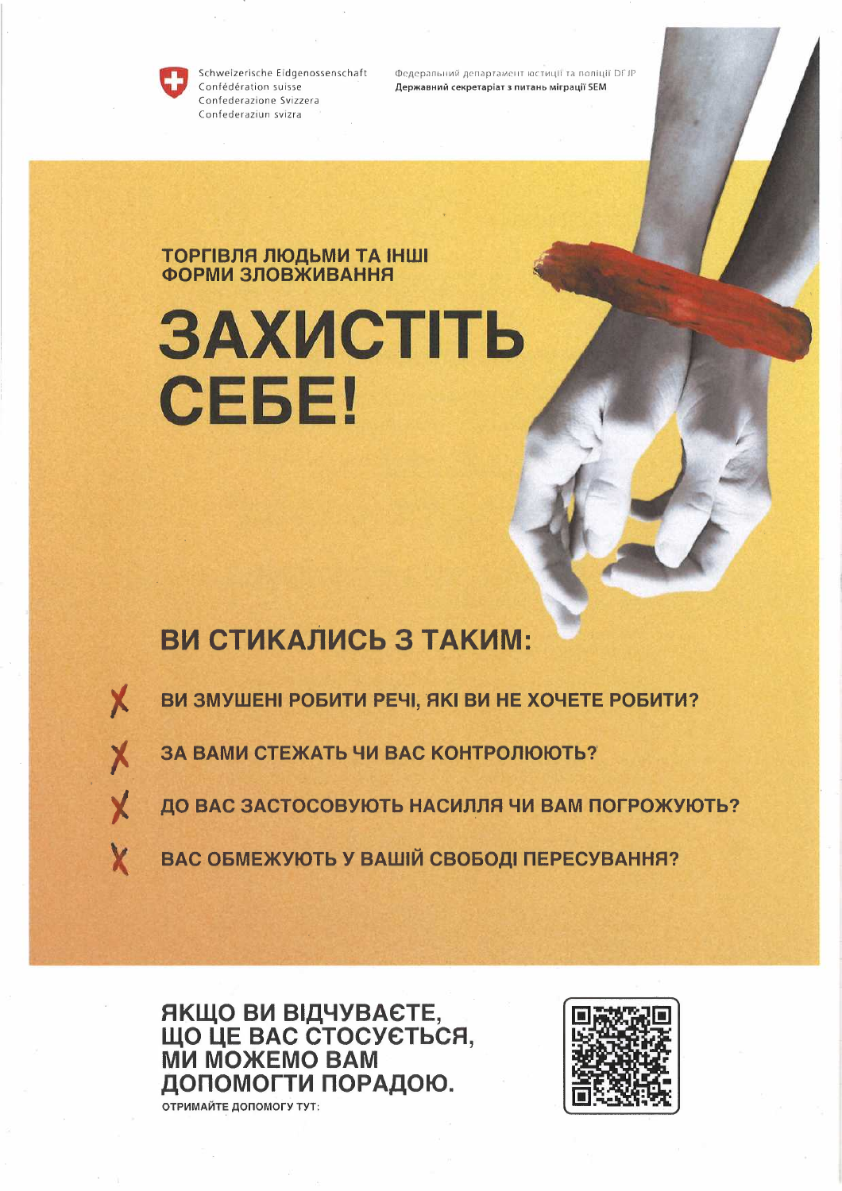Schweizerische Eidgenossenschaft
Confédération suisse
Confederazione Svizzera
Confederaziun svizra

Федеральний департамент юстиції та поліції DFJP
**Державний секретаріат з питань міграції SEM**

## ТОРГІВЛЯ ЛЮДЬМИ ТА ІНШІ ФОРМИ ЗЛОВЖИВАННЯ

# ЗАХИСТІТЬ СЕБЕ!

## ВИ СТИКАЛИСЬ З ТАКИМ:

- ✗ ВИ ЗМУШЕНІ РОБИТИ РЕЧІ, ЯКІ ВИ НЕ ХОЧЕТЕ РОБИТИ?
- ✗ ЗА ВАМИ СТЕЖАТЬ ЧИ ВАС КОНТРОЛЮЮТЬ?
- ✗ ДО ВАС ЗАСТОСОВУЮТЬ НАСИЛЛЯ ЧИ ВАМ ПОГРОЖУЮТЬ?
- ✗ ВАС ОБМЕЖУЮТЬ У ВАШІЙ СВОБОДІ ПЕРЕСУВАННЯ?

## ЯКЩО ВИ ВІДЧУВАЄТЕ, ЩО ЦЕ ВАС СТОСУЄТЬСЯ, МИ МОЖЕМО ВАМ ДОПОМОГТИ ПОРАДОЮ.

ОТРИМАЙТЕ ДОПОМОГУ ТУТ: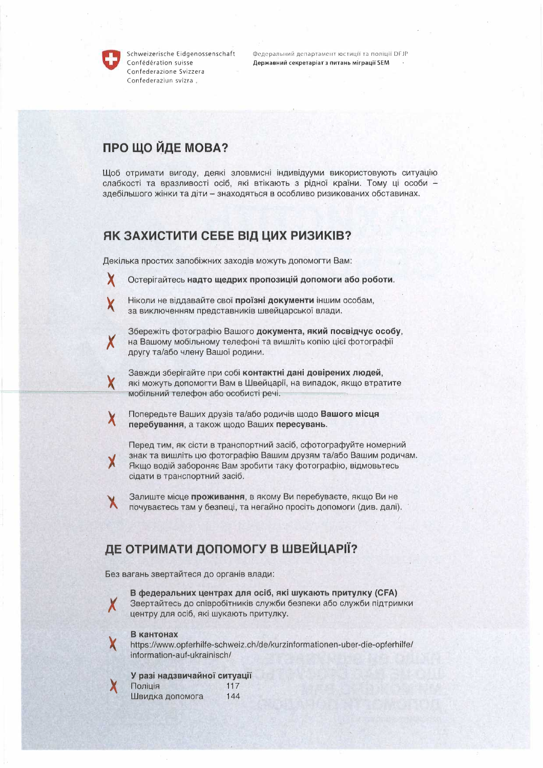Schweizerische Eidgenossenschaft
Confédération suisse
Confederazione Svizzera
Confederaziun svizra

Федеральний департамент юстиції та поліції DFJP
**Державний секретаріат з питань міграції SEM**

## ПРО ЩО ЙДЕ МОВА?

Щоб отримати вигоду, деякі зловмисні індивідууми використовують ситуацію слабкості та вразливості осіб, які втікають з рідної країни. Тому ці особи – здебільшого жінки та діти – знаходяться в особливо ризикованих обставинах.

## ЯК ЗАХИСТИТИ СЕБЕ ВІД ЦИХ РИЗИКІВ?

Декілька простих запобіжних заходів можуть допомогти Вам:

- Остерігайтесь **надто щедрих пропозицій допомоги або роботи**.
- Ніколи не віддавайте свої **проїзні документи** іншим особам, за виключенням представників швейцарської влади.
- Збережіть фотографію Вашого **документа, який посвідчує особу**, на Вашому мобільному телефоні та вишліть копію цієї фотографії другу та/або члену Вашої родини.
- Завжди зберігайте при собі **контактні дані довірених людей**, які можуть допомогти Вам в Швейцарії, на випадок, якщо втратите мобільний телефон або особисті речі.
- Попередьте Ваших друзів та/або родичів щодо **Вашого місця перебування**, а також щодо Ваших **пересувань**.
- Перед тим, як сісти в транспортний засіб, сфотографуйте номерний знак та вишліть цю фотографію Вашим друзям та/або Вашим родичам. Якщо водій забороняє Вам зробити таку фотографію, відмовтесь сідати в транспортний засіб.
- Залиште місце **проживання**, в якому Ви перебуваєте, якщо Ви не почуваєтесь там у безпеці, та негайно просіть допомоги (див. далі).

## ДЕ ОТРИМАТИ ДОПОМОГУ В ШВЕЙЦАРІЇ?

Без вагань звертайтеся до органів влади:

- **В федеральних центрах для осіб, які шукають притулку (CFA)**
  Звертайтесь до співробітників служби безпеки або служби підтримки центру для осіб, які шукають притулку.
- **В кантонах**
  https://www.opferhilfe-schweiz.ch/de/kurzinformationen-uber-die-opferhilfe/information-auf-ukrainisch/
- **У разі надзвичайної ситуації**
  Поліція 117
  Швидка допомога 144